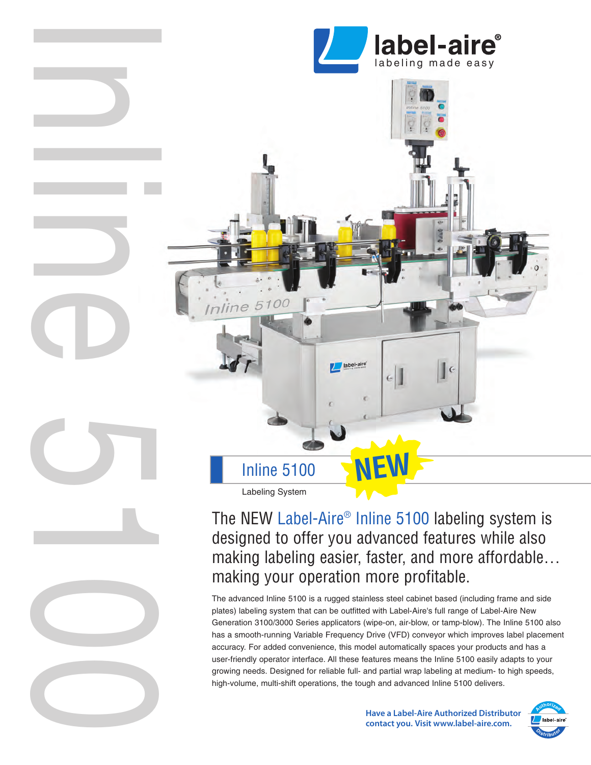label-aire®
labeling made easy

# Inline 5100

NEW

Labeling System

## The NEW Label-Aire® Inline 5100 labeling system is designed to offer you advanced features while also making labeling easier, faster, and more affordable… making your operation more profitable.

The advanced Inline 5100 is a rugged stainless steel cabinet based (including frame and side plates) labeling system that can be outfitted with Label-Aire's full range of Label-Aire New Generation 3100/3000 Series applicators (wipe-on, air-blow, or tamp-blow). The Inline 5100 also has a smooth-running Variable Frequency Drive (VFD) conveyor which improves label placement accuracy. For added convenience, this model automatically spaces your products and has a user-friendly operator interface. All these features means the Inline 5100 easily adapts to your growing needs. Designed for reliable full- and partial wrap labeling at medium- to high speeds, high-volume, multi-shift operations, the tough and advanced Inline 5100 delivers.

**Have a Label-Aire Authorized Distributor contact you. Visit www.label-aire.com.**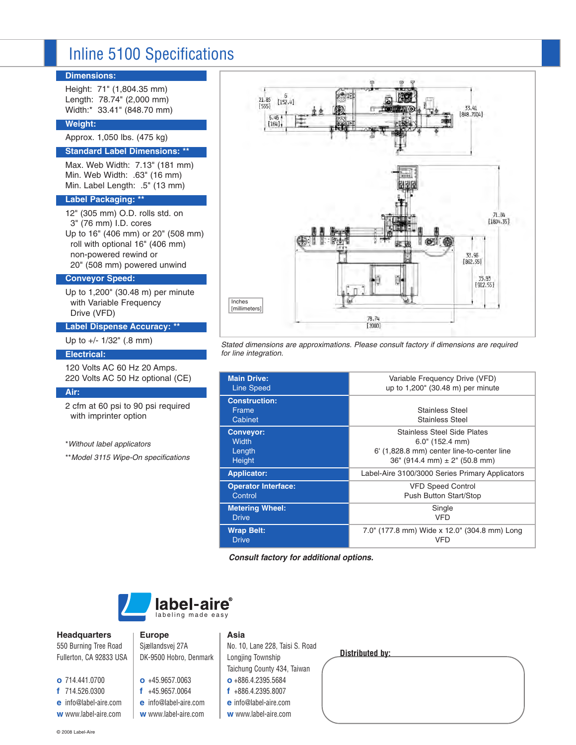# Inline 5100 Specifications

### Dimensions:

Height: 71" (1,804.35 mm)
Length: 78.74" (2,000 mm)
Width:* 33.41" (848.70 mm)

### Weight:

Approx. 1,050 lbs. (475 kg)

### Standard Label Dimensions: **

Max. Web Width: 7.13" (181 mm)
Min. Web Width: .63" (16 mm)
Min. Label Length: .5" (13 mm)

### Label Packaging: **

12" (305 mm) O.D. rolls std. on 3" (76 mm) I.D. cores
Up to 16" (406 mm) or 20" (508 mm) roll with optional 16" (406 mm) non-powered rewind or 20" (508 mm) powered unwind

### Conveyor Speed:

Up to 1,200" (30.48 m) per minute with Variable Frequency Drive (VFD)

### Label Dispense Accuracy: **

Up to +/- 1/32" (.8 mm)

### Electrical:

120 Volts AC 60 Hz 20 Amps.
220 Volts AC 50 Hz optional (CE)

### Air:

2 cfm at 60 psi to 90 psi required with imprinter option

*\*Without label applicators*

*\*\*Model 3115 Wipe-On specifications*

21.85 [555]
6 [152.4]
6.46 [164]
33.41 [848.7004]
71.04 [1804.35]
33.96 [862.55]
35.93 [912.55]
78.74 [2000]
Inches [millimeters]

*Stated dimensions are approximations. Please consult factory if dimensions are required for line integration.*

| | |
|---|---|
| **Main Drive:**<br>Line Speed | Variable Frequency Drive (VFD)<br>up to 1,200" (30.48 m) per minute |
| **Construction:**<br>Frame<br>Cabinet | <br>Stainless Steel<br>Stainless Steel |
| **Conveyor:**<br>Width<br>Length<br>Height | Stainless Steel Side Plates<br>6.0" (152.4 mm)<br>6' (1,828.8 mm) center line-to-center line<br>36" (914.4 mm) ± 2" (50.8 mm) |
| **Applicator:** | Label-Aire 3100/3000 Series Primary Applicators |
| **Operator Interface:**<br>Control | VFD Speed Control<br>Push Button Start/Stop |
| **Metering Wheel:**<br>Drive | Single<br>VFD |
| **Wrap Belt:**<br>Drive | 7.0" (177.8 mm) Wide x 12.0" (304.8 mm) Long<br>VFD |

***Consult factory for additional options.***

label-aire®
labeling made easy

**Headquarters**
550 Burning Tree Road
Fullerton, CA 92833 USA

**o** 714.441.0700
**f** 714.526.0300
**e** info@label-aire.com
**w** www.label-aire.com

**Europe**
Sjællandsvej 27A
DK-9500 Hobro, Denmark

**o** +45.9657.0063
**f** +45.9657.0064
**e** info@label-aire.com
**w** www.label-aire.com

**Asia**
No. 10, Lane 228, Taisi S. Road
Longjing Township
Taichung County 434, Taiwan

**o** +886.4.2395.5684
**f** +886.4.2395.8007
**e** info@label-aire.com
**w** www.label-aire.com

**Distributed by:**

© 2008 Label-Aire